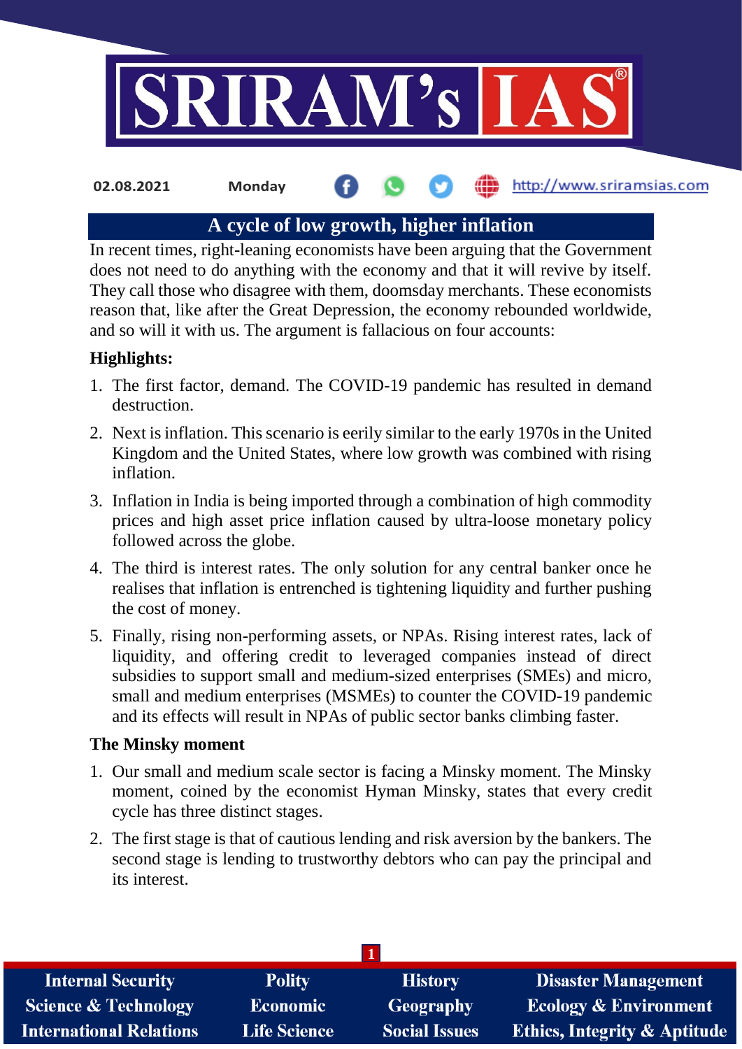02.08.2021 Monday http://www.sriramsias.com

# A cycle of low growth, higher inflation

In recent times, right-leaning economists have been arguing that the Government does not need to do anything with the economy and that it will revive by itself. They call those who disagree with them, doomsday merchants. These economists reason that, like after the Great Depression, the economy rebounded worldwide, and so will it with us. The argument is fallacious on four accounts:

## Highlights:

1. The first factor, demand. The COVID-19 pandemic has resulted in demand destruction.
2. Next is inflation. This scenario is eerily similar to the early 1970s in the United Kingdom and the United States, where low growth was combined with rising inflation.
3. Inflation in India is being imported through a combination of high commodity prices and high asset price inflation caused by ultra-loose monetary policy followed across the globe.
4. The third is interest rates. The only solution for any central banker once he realises that inflation is entrenched is tightening liquidity and further pushing the cost of money.
5. Finally, rising non-performing assets, or NPAs. Rising interest rates, lack of liquidity, and offering credit to leveraged companies instead of direct subsidies to support small and medium-sized enterprises (SMEs) and micro, small and medium enterprises (MSMEs) to counter the COVID-19 pandemic and its effects will result in NPAs of public sector banks climbing faster.

## The Minsky moment

1. Our small and medium scale sector is facing a Minsky moment. The Minsky moment, coined by the economist Hyman Minsky, states that every credit cycle has three distinct stages.
2. The first stage is that of cautious lending and risk aversion by the bankers. The second stage is lending to trustworthy debtors who can pay the principal and its interest.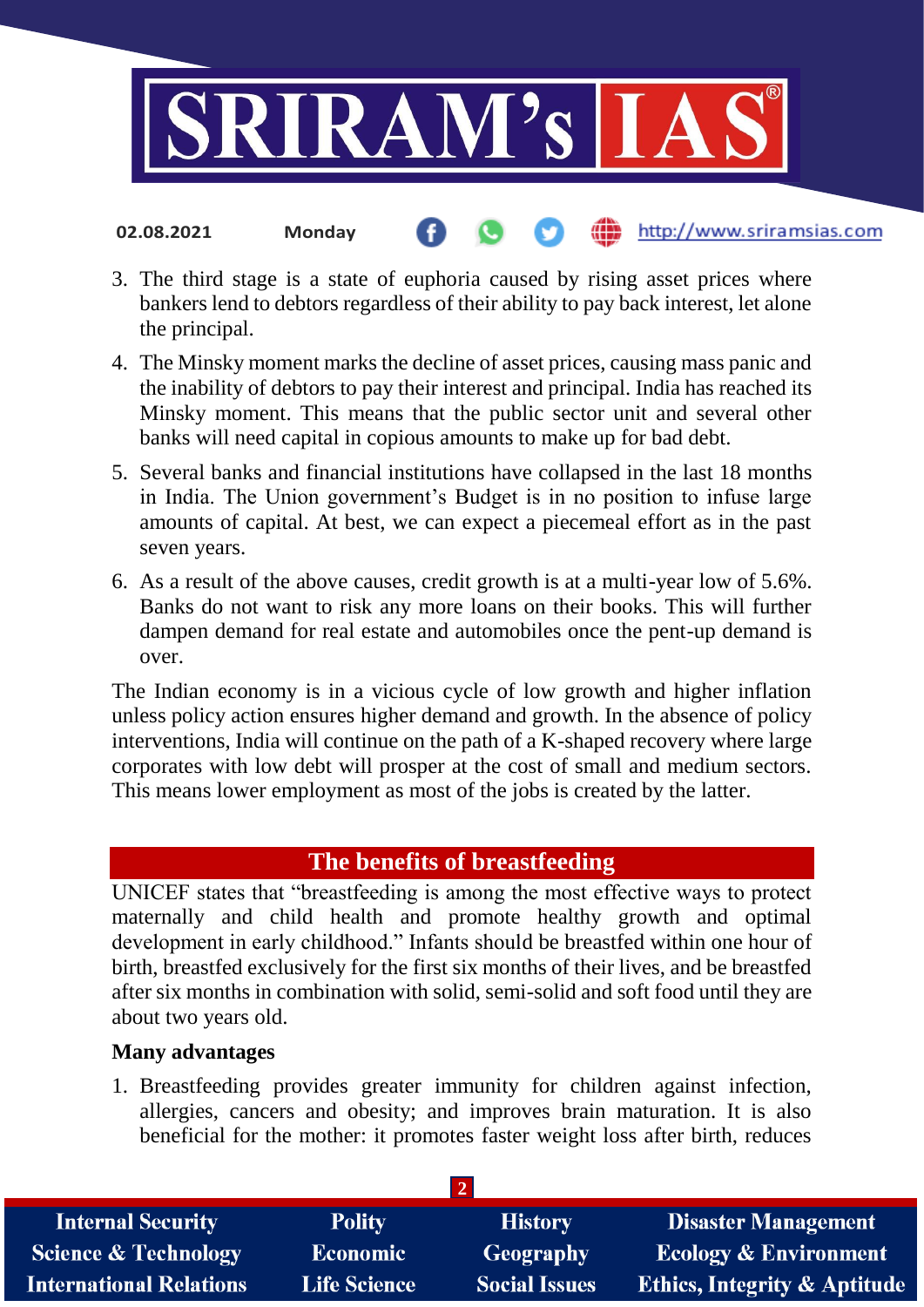3. The third stage is a state of euphoria caused by rising asset prices where bankers lend to debtors regardless of their ability to pay back interest, let alone the principal.
4. The Minsky moment marks the decline of asset prices, causing mass panic and the inability of debtors to pay their interest and principal. India has reached its Minsky moment. This means that the public sector unit and several other banks will need capital in copious amounts to make up for bad debt.
5. Several banks and financial institutions have collapsed in the last 18 months in India. The Union government's Budget is in no position to infuse large amounts of capital. At best, we can expect a piecemeal effort as in the past seven years.
6. As a result of the above causes, credit growth is at a multi-year low of 5.6%. Banks do not want to risk any more loans on their books. This will further dampen demand for real estate and automobiles once the pent-up demand is over.

The Indian economy is in a vicious cycle of low growth and higher inflation unless policy action ensures higher demand and growth. In the absence of policy interventions, India will continue on the path of a K-shaped recovery where large corporates with low debt will prosper at the cost of small and medium sectors. This means lower employment as most of the jobs is created by the latter.

## The benefits of breastfeeding

UNICEF states that "breastfeeding is among the most effective ways to protect maternally and child health and promote healthy growth and optimal development in early childhood." Infants should be breastfed within one hour of birth, breastfed exclusively for the first six months of their lives, and be breastfed after six months in combination with solid, semi-solid and soft food until they are about two years old.

**Many advantages**

1. Breastfeeding provides greater immunity for children against infection, allergies, cancers and obesity; and improves brain maturation. It is also beneficial for the mother: it promotes faster weight loss after birth, reduces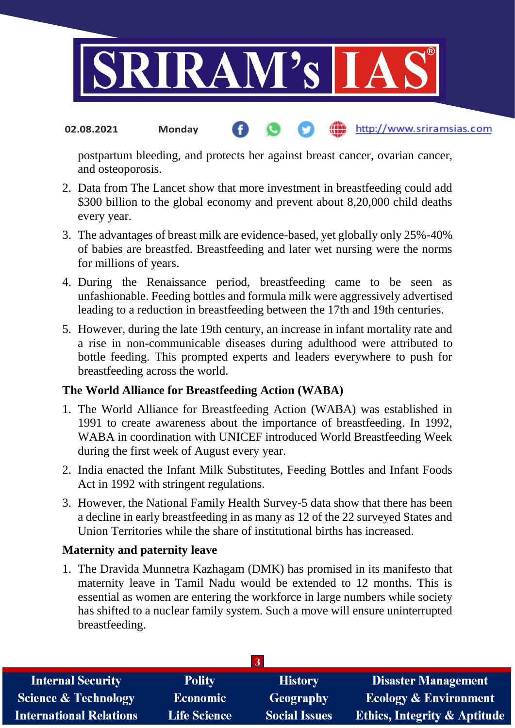postpartum bleeding, and protects her against breast cancer, ovarian cancer, and osteoporosis.

2. Data from The Lancet show that more investment in breastfeeding could add $300 billion to the global economy and prevent about 8,20,000 child deaths every year.
3. The advantages of breast milk are evidence-based, yet globally only 25%-40% of babies are breastfed. Breastfeeding and later wet nursing were the norms for millions of years.
4. During the Renaissance period, breastfeeding came to be seen as unfashionable. Feeding bottles and formula milk were aggressively advertised leading to a reduction in breastfeeding between the 17th and 19th centuries.
5. However, during the late 19th century, an increase in infant mortality rate and a rise in non-communicable diseases during adulthood were attributed to bottle feeding. This prompted experts and leaders everywhere to push for breastfeeding across the world.

**The World Alliance for Breastfeeding Action (WABA)**

1. The World Alliance for Breastfeeding Action (WABA) was established in 1991 to create awareness about the importance of breastfeeding. In 1992, WABA in coordination with UNICEF introduced World Breastfeeding Week during the first week of August every year.
2. India enacted the Infant Milk Substitutes, Feeding Bottles and Infant Foods Act in 1992 with stringent regulations.
3. However, the National Family Health Survey-5 data show that there has been a decline in early breastfeeding in as many as 12 of the 22 surveyed States and Union Territories while the share of institutional births has increased.

**Maternity and paternity leave**

1. The Dravida Munnetra Kazhagam (DMK) has promised in its manifesto that maternity leave in Tamil Nadu would be extended to 12 months. This is essential as women are entering the workforce in large numbers while society has shifted to a nuclear family system. Such a move will ensure uninterrupted breastfeeding.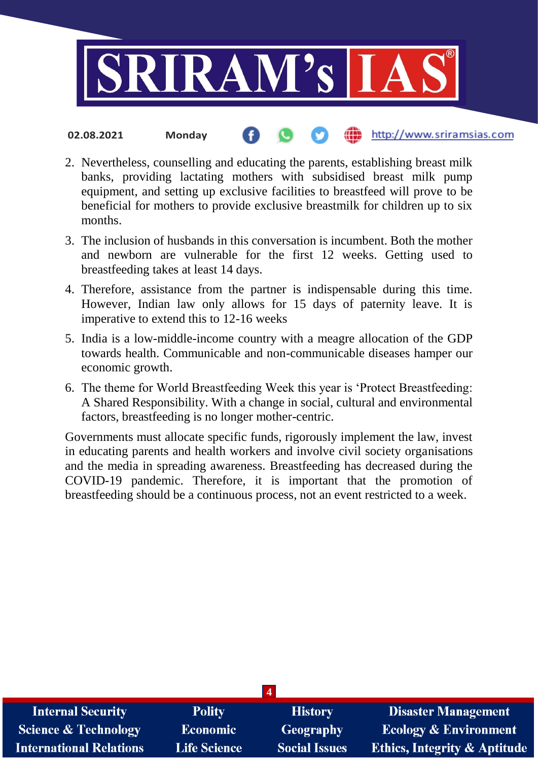2. Nevertheless, counselling and educating the parents, establishing breast milk banks, providing lactating mothers with subsidised breast milk pump equipment, and setting up exclusive facilities to breastfeed will prove to be beneficial for mothers to provide exclusive breastmilk for children up to six months.
3. The inclusion of husbands in this conversation is incumbent. Both the mother and newborn are vulnerable for the first 12 weeks. Getting used to breastfeeding takes at least 14 days.
4. Therefore, assistance from the partner is indispensable during this time. However, Indian law only allows for 15 days of paternity leave. It is imperative to extend this to 12-16 weeks
5. India is a low-middle-income country with a meagre allocation of the GDP towards health. Communicable and non-communicable diseases hamper our economic growth.
6. The theme for World Breastfeeding Week this year is 'Protect Breastfeeding: A Shared Responsibility. With a change in social, cultural and environmental factors, breastfeeding is no longer mother-centric.

Governments must allocate specific funds, rigorously implement the law, invest in educating parents and health workers and involve civil society organisations and the media in spreading awareness. Breastfeeding has decreased during the COVID-19 pandemic. Therefore, it is important that the promotion of breastfeeding should be a continuous process, not an event restricted to a week.